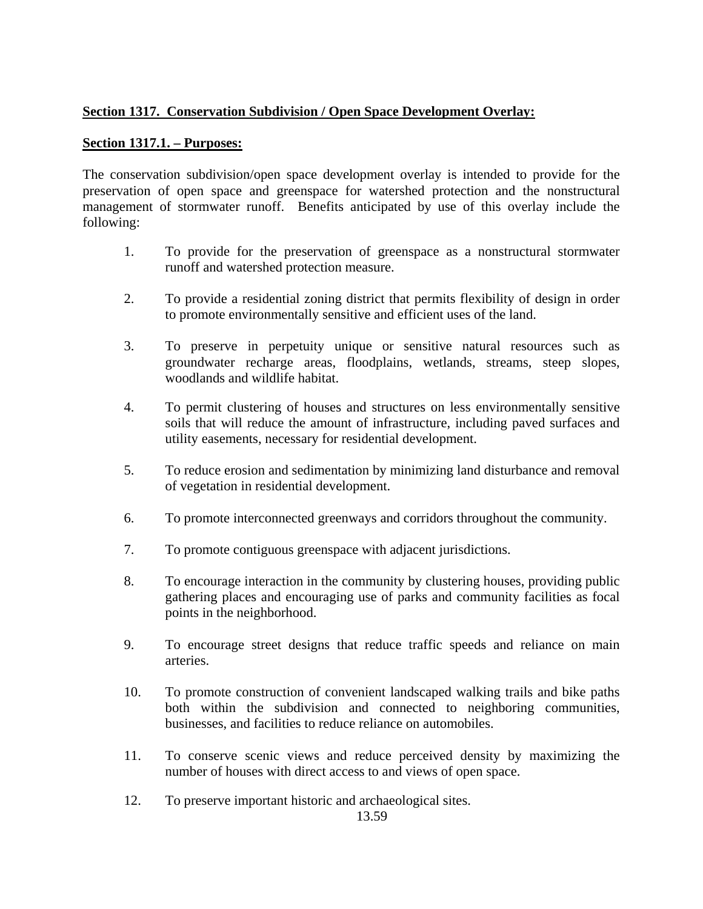## **Section 1317. Conservation Subdivision / Open Space Development Overlay:**

### **Section 1317.1. – Purposes:**

The conservation subdivision/open space development overlay is intended to provide for the preservation of open space and greenspace for watershed protection and the nonstructural management of stormwater runoff. Benefits anticipated by use of this overlay include the following:

1. To provide for the preservation of greenspace as a nonstructural stormwater runoff and watershed protection measure.

2. To provide a residential zoning district that permits flexibility of design in order to promote environmentally sensitive and efficient uses of the land.

3. To preserve in perpetuity unique or sensitive natural resources such as groundwater recharge areas, floodplains, wetlands, streams, steep slopes, woodlands and wildlife habitat.

4. To permit clustering of houses and structures on less environmentally sensitive soils that will reduce the amount of infrastructure, including paved surfaces and utility easements, necessary for residential development.

5. To reduce erosion and sedimentation by minimizing land disturbance and removal of vegetation in residential development.

6. To promote interconnected greenways and corridors throughout the community.

7. To promote contiguous greenspace with adjacent jurisdictions.

8. To encourage interaction in the community by clustering houses, providing public gathering places and encouraging use of parks and community facilities as focal points in the neighborhood.

9. To encourage street designs that reduce traffic speeds and reliance on main arteries.

10. To promote construction of convenient landscaped walking trails and bike paths both within the subdivision and connected to neighboring communities, businesses, and facilities to reduce reliance on automobiles.

11. To conserve scenic views and reduce perceived density by maximizing the number of houses with direct access to and views of open space.

12. To preserve important historic and archaeological sites.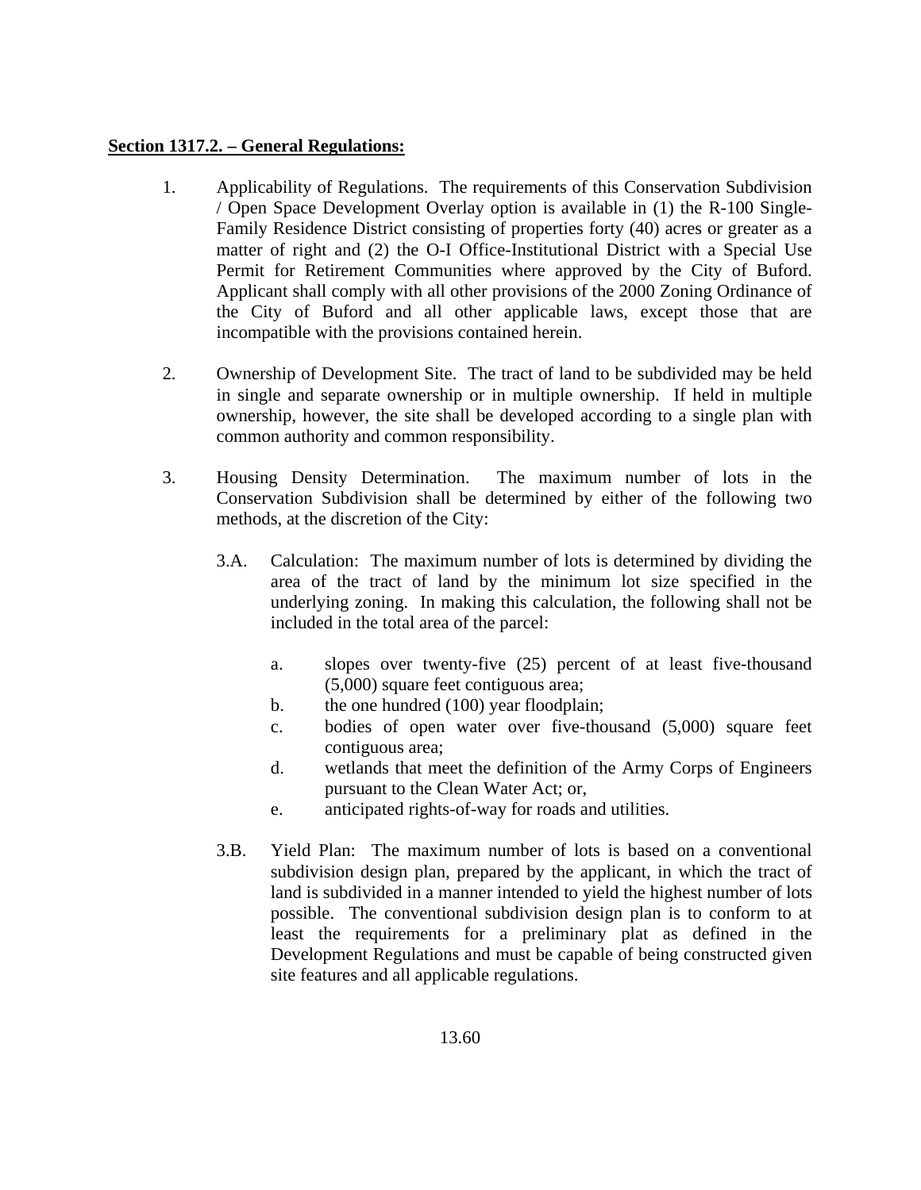**Section 1317.2. – General Regulations:**

1. Applicability of Regulations. The requirements of this Conservation Subdivision / Open Space Development Overlay option is available in (1) the R-100 Single-Family Residence District consisting of properties forty (40) acres or greater as a matter of right and (2) the O-I Office-Institutional District with a Special Use Permit for Retirement Communities where approved by the City of Buford. Applicant shall comply with all other provisions of the 2000 Zoning Ordinance of the City of Buford and all other applicable laws, except those that are incompatible with the provisions contained herein.

2. Ownership of Development Site. The tract of land to be subdivided may be held in single and separate ownership or in multiple ownership. If held in multiple ownership, however, the site shall be developed according to a single plan with common authority and common responsibility.

3. Housing Density Determination. The maximum number of lots in the Conservation Subdivision shall be determined by either of the following two methods, at the discretion of the City:

    3.A. Calculation: The maximum number of lots is determined by dividing the area of the tract of land by the minimum lot size specified in the underlying zoning. In making this calculation, the following shall not be included in the total area of the parcel:

    a. slopes over twenty-five (25) percent of at least five-thousand (5,000) square feet contiguous area;
    b. the one hundred (100) year floodplain;
    c. bodies of open water over five-thousand (5,000) square feet contiguous area;
    d. wetlands that meet the definition of the Army Corps of Engineers pursuant to the Clean Water Act; or,
    e. anticipated rights-of-way for roads and utilities.

    3.B. Yield Plan: The maximum number of lots is based on a conventional subdivision design plan, prepared by the applicant, in which the tract of land is subdivided in a manner intended to yield the highest number of lots possible. The conventional subdivision design plan is to conform to at least the requirements for a preliminary plat as defined in the Development Regulations and must be capable of being constructed given site features and all applicable regulations.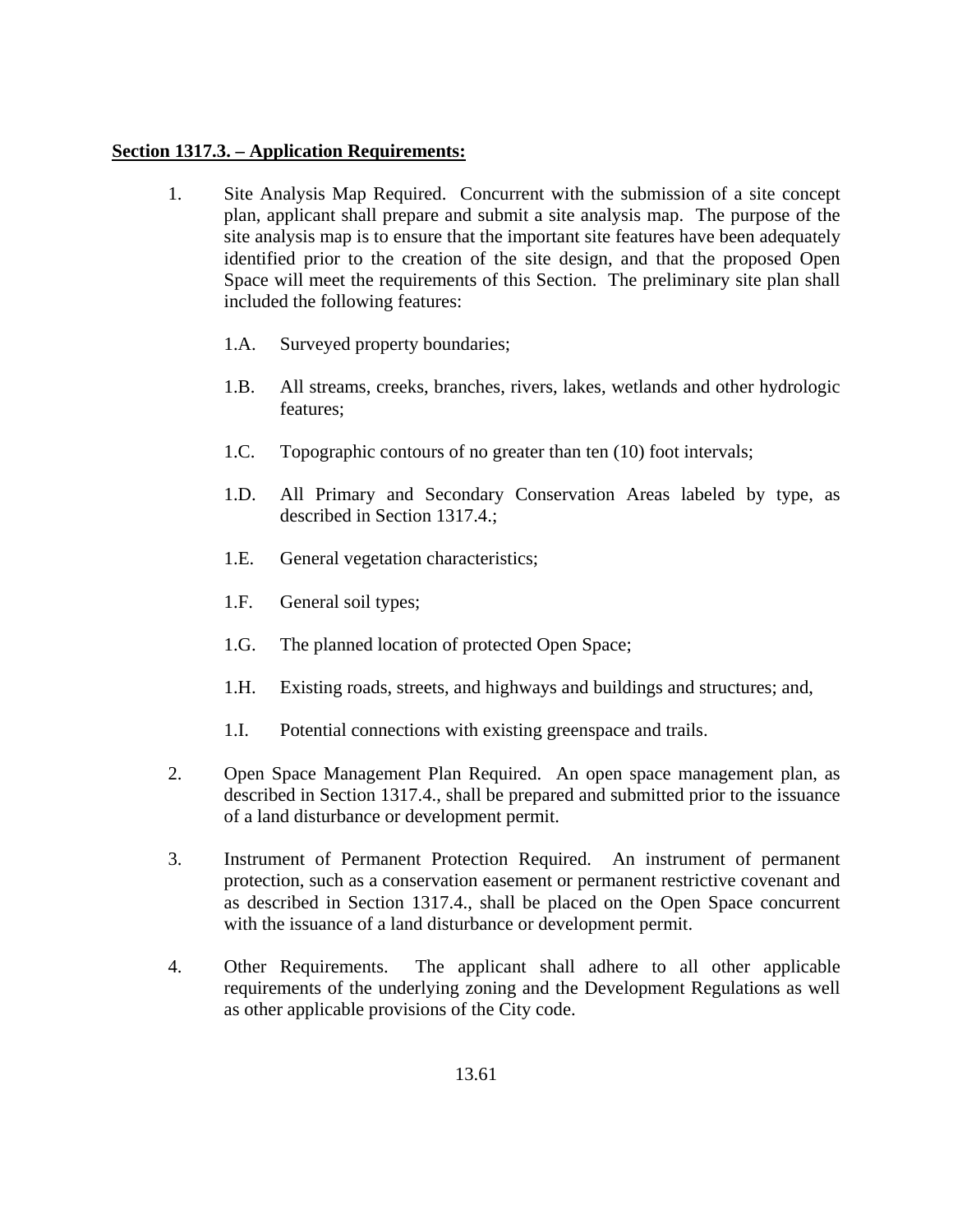**<u>Section 1317.3. – Application Requirements:</u>**

1. Site Analysis Map Required. Concurrent with the submission of a site concept plan, applicant shall prepare and submit a site analysis map. The purpose of the site analysis map is to ensure that the important site features have been adequately identified prior to the creation of the site design, and that the proposed Open Space will meet the requirements of this Section. The preliminary site plan shall included the following features:

   1.A. Surveyed property boundaries;

   1.B. All streams, creeks, branches, rivers, lakes, wetlands and other hydrologic features;

   1.C. Topographic contours of no greater than ten (10) foot intervals;

   1.D. All Primary and Secondary Conservation Areas labeled by type, as described in Section 1317.4.;

   1.E. General vegetation characteristics;

   1.F. General soil types;

   1.G. The planned location of protected Open Space;

   1.H. Existing roads, streets, and highways and buildings and structures; and,

   1.I. Potential connections with existing greenspace and trails.

2. Open Space Management Plan Required. An open space management plan, as described in Section 1317.4., shall be prepared and submitted prior to the issuance of a land disturbance or development permit.

3. Instrument of Permanent Protection Required. An instrument of permanent protection, such as a conservation easement or permanent restrictive covenant and as described in Section 1317.4., shall be placed on the Open Space concurrent with the issuance of a land disturbance or development permit.

4. Other Requirements. The applicant shall adhere to all other applicable requirements of the underlying zoning and the Development Regulations as well as other applicable provisions of the City code.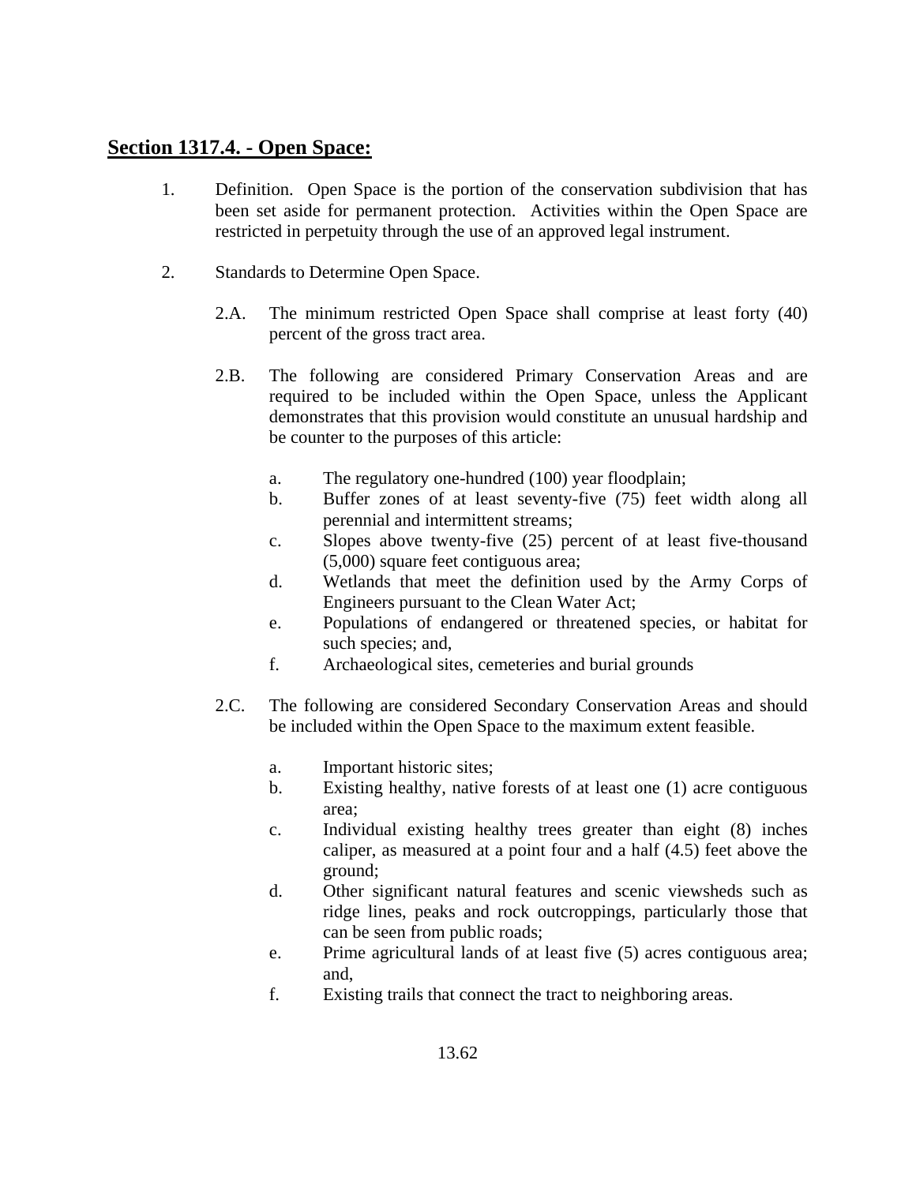## Section 1317.4. - Open Space:

1. Definition. Open Space is the portion of the conservation subdivision that has been set aside for permanent protection. Activities within the Open Space are restricted in perpetuity through the use of an approved legal instrument.

2. Standards to Determine Open Space.

   2.A. The minimum restricted Open Space shall comprise at least forty (40) percent of the gross tract area.

   2.B. The following are considered Primary Conservation Areas and are required to be included within the Open Space, unless the Applicant demonstrates that this provision would constitute an unusual hardship and be counter to the purposes of this article:

   a. The regulatory one-hundred (100) year floodplain;
   b. Buffer zones of at least seventy-five (75) feet width along all perennial and intermittent streams;
   c. Slopes above twenty-five (25) percent of at least five-thousand (5,000) square feet contiguous area;
   d. Wetlands that meet the definition used by the Army Corps of Engineers pursuant to the Clean Water Act;
   e. Populations of endangered or threatened species, or habitat for such species; and,
   f. Archaeological sites, cemeteries and burial grounds

   2.C. The following are considered Secondary Conservation Areas and should be included within the Open Space to the maximum extent feasible.

   a. Important historic sites;
   b. Existing healthy, native forests of at least one (1) acre contiguous area;
   c. Individual existing healthy trees greater than eight (8) inches caliper, as measured at a point four and a half (4.5) feet above the ground;
   d. Other significant natural features and scenic viewsheds such as ridge lines, peaks and rock outcroppings, particularly those that can be seen from public roads;
   e. Prime agricultural lands of at least five (5) acres contiguous area; and,
   f. Existing trails that connect the tract to neighboring areas.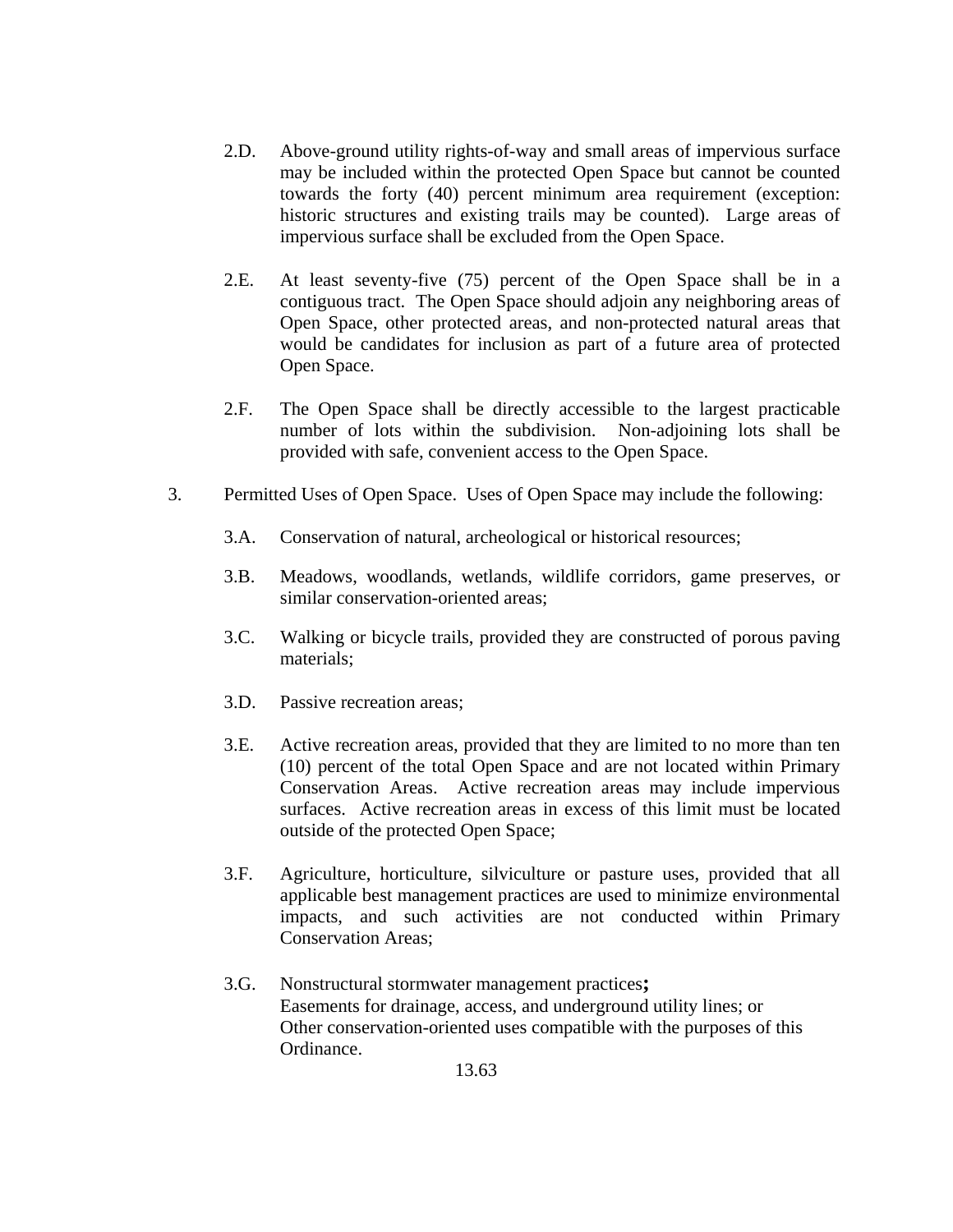2.D. Above-ground utility rights-of-way and small areas of impervious surface may be included within the protected Open Space but cannot be counted towards the forty (40) percent minimum area requirement (exception: historic structures and existing trails may be counted). Large areas of impervious surface shall be excluded from the Open Space.

2.E. At least seventy-five (75) percent of the Open Space shall be in a contiguous tract. The Open Space should adjoin any neighboring areas of Open Space, other protected areas, and non-protected natural areas that would be candidates for inclusion as part of a future area of protected Open Space.

2.F. The Open Space shall be directly accessible to the largest practicable number of lots within the subdivision. Non-adjoining lots shall be provided with safe, convenient access to the Open Space.

3. Permitted Uses of Open Space. Uses of Open Space may include the following:

3.A. Conservation of natural, archeological or historical resources;

3.B. Meadows, woodlands, wetlands, wildlife corridors, game preserves, or similar conservation-oriented areas;

3.C. Walking or bicycle trails, provided they are constructed of porous paving materials;

3.D. Passive recreation areas;

3.E. Active recreation areas, provided that they are limited to no more than ten (10) percent of the total Open Space and are not located within Primary Conservation Areas. Active recreation areas may include impervious surfaces. Active recreation areas in excess of this limit must be located outside of the protected Open Space;

3.F. Agriculture, horticulture, silviculture or pasture uses, provided that all applicable best management practices are used to minimize environmental impacts, and such activities are not conducted within Primary Conservation Areas;

3.G. Nonstructural stormwater management practices**;**
Easements for drainage, access, and underground utility lines; or
Other conservation-oriented uses compatible with the purposes of this Ordinance.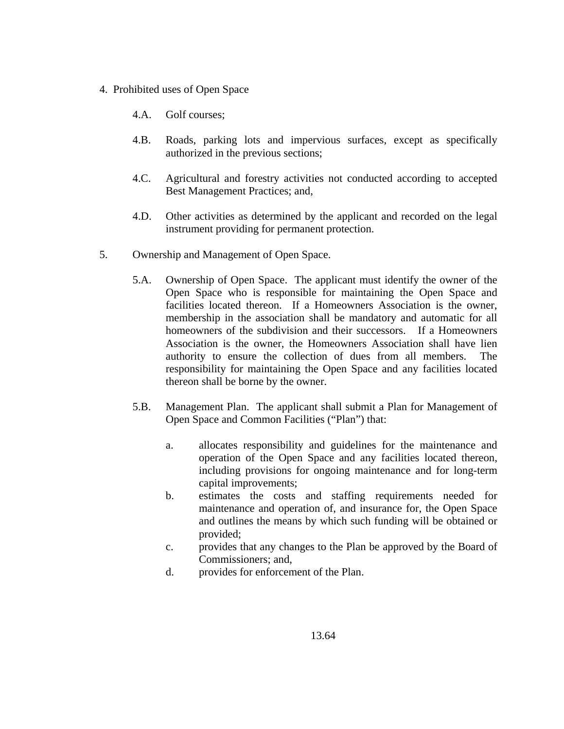4. Prohibited uses of Open Space

   4.A. Golf courses;

   4.B. Roads, parking lots and impervious surfaces, except as specifically authorized in the previous sections;

   4.C. Agricultural and forestry activities not conducted according to accepted Best Management Practices; and,

   4.D. Other activities as determined by the applicant and recorded on the legal instrument providing for permanent protection.

5. Ownership and Management of Open Space.

   5.A. Ownership of Open Space. The applicant must identify the owner of the Open Space who is responsible for maintaining the Open Space and facilities located thereon. If a Homeowners Association is the owner, membership in the association shall be mandatory and automatic for all homeowners of the subdivision and their successors. If a Homeowners Association is the owner, the Homeowners Association shall have lien authority to ensure the collection of dues from all members. The responsibility for maintaining the Open Space and any facilities located thereon shall be borne by the owner.

   5.B. Management Plan. The applicant shall submit a Plan for Management of Open Space and Common Facilities ("Plan") that:

      a. allocates responsibility and guidelines for the maintenance and operation of the Open Space and any facilities located thereon, including provisions for ongoing maintenance and for long-term capital improvements;
      b. estimates the costs and staffing requirements needed for maintenance and operation of, and insurance for, the Open Space and outlines the means by which such funding will be obtained or provided;
      c. provides that any changes to the Plan be approved by the Board of Commissioners; and,
      d. provides for enforcement of the Plan.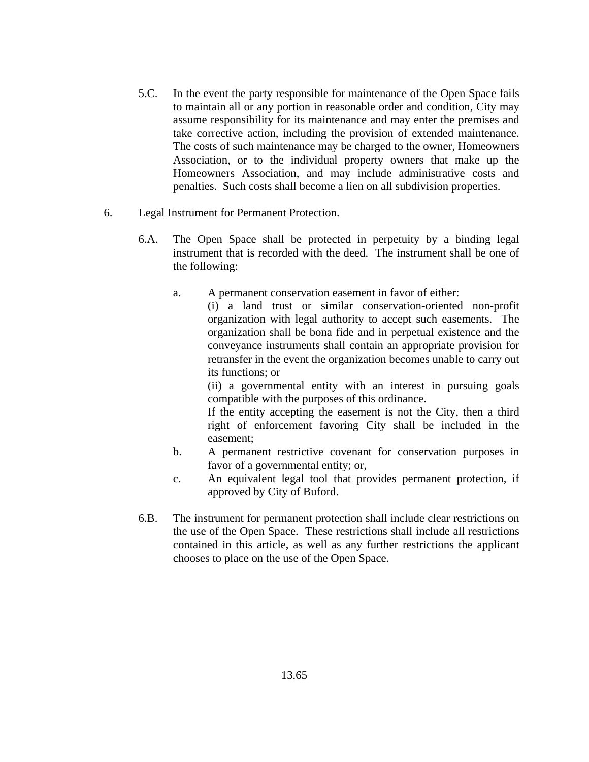5.C. In the event the party responsible for maintenance of the Open Space fails to maintain all or any portion in reasonable order and condition, City may assume responsibility for its maintenance and may enter the premises and take corrective action, including the provision of extended maintenance. The costs of such maintenance may be charged to the owner, Homeowners Association, or to the individual property owners that make up the Homeowners Association, and may include administrative costs and penalties. Such costs shall become a lien on all subdivision properties.

6. Legal Instrument for Permanent Protection.

6.A. The Open Space shall be protected in perpetuity by a binding legal instrument that is recorded with the deed. The instrument shall be one of the following:

a. A permanent conservation easement in favor of either:
   (i) a land trust or similar conservation-oriented non-profit organization with legal authority to accept such easements. The organization shall be bona fide and in perpetual existence and the conveyance instruments shall contain an appropriate provision for retransfer in the event the organization becomes unable to carry out its functions; or
   (ii) a governmental entity with an interest in pursuing goals compatible with the purposes of this ordinance.
   If the entity accepting the easement is not the City, then a third right of enforcement favoring City shall be included in the easement;

b. A permanent restrictive covenant for conservation purposes in favor of a governmental entity; or,

c. An equivalent legal tool that provides permanent protection, if approved by City of Buford.

6.B. The instrument for permanent protection shall include clear restrictions on the use of the Open Space. These restrictions shall include all restrictions contained in this article, as well as any further restrictions the applicant chooses to place on the use of the Open Space.